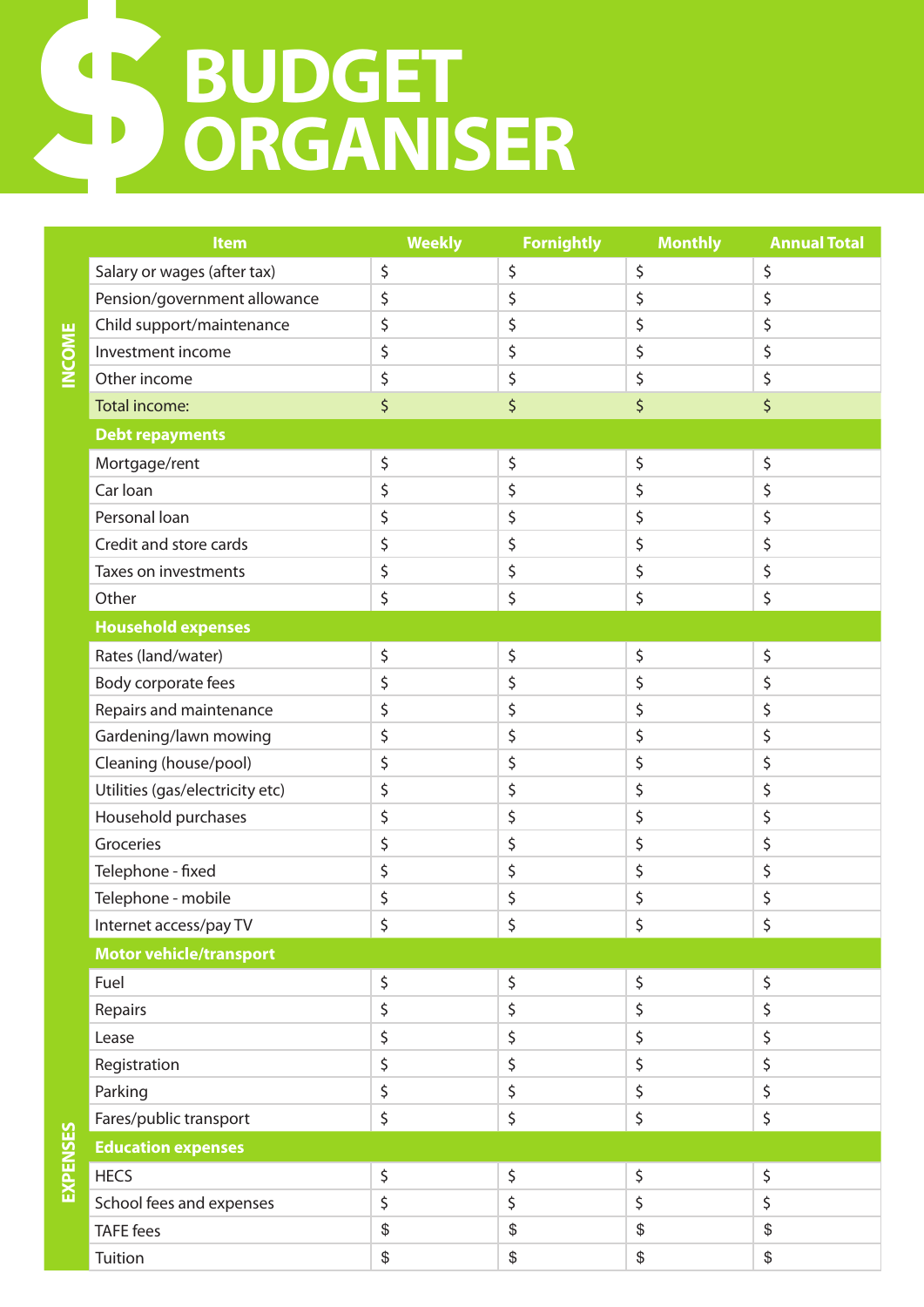# $ BUDGET ORGANISER

| | Item | Weekly | Fornightly | Monthly | Annual Total |
|---|---|---|---|---|---|
| INCOME | Salary or wages (after tax) | $ | $ | $ | $ |
| | Pension/government allowance | $ | $ | $ | $ |
| | Child support/maintenance | $ | $ | $ | $ |
| | Investment income | $ | $ | $ | $ |
| | Other income | $ | $ | $ | $ |
| | Total income: | $ | $ | $ | $ |
| EXPENSES | **Debt repayments** | | | | |
| | Mortgage/rent | $ | $ | $ | $ |
| | Car loan | $ | $ | $ | $ |
| | Personal loan | $ | $ | $ | $ |
| | Credit and store cards | $ | $ | $ | $ |
| | Taxes on investments | $ | $ | $ | $ |
| | Other | $ | $ | $ | $ |
| | **Household expenses** | | | | |
| | Rates (land/water) | $ | $ | $ | $ |
| | Body corporate fees | $ | $ | $ | $ |
| | Repairs and maintenance | $ | $ | $ | $ |
| | Gardening/lawn mowing | $ | $ | $ | $ |
| | Cleaning (house/pool) | $ | $ | $ | $ |
| | Utilities (gas/electricity etc) | $ | $ | $ | $ |
| | Household purchases | $ | $ | $ | $ |
| | Groceries | $ | $ | $ | $ |
| | Telephone - fixed | $ | $ | $ | $ |
| | Telephone - mobile | $ | $ | $ | $ |
| | Internet access/pay TV | $ | $ | $ | $ |
| | **Motor vehicle/transport** | | | | |
| | Fuel | $ | $ | $ | $ |
| | Repairs | $ | $ | $ | $ |
| | Lease | $ | $ | $ | $ |
| | Registration | $ | $ | $ | $ |
| | Parking | $ | $ | $ | $ |
| | Fares/public transport | $ | $ | $ | $ |
| | **Education expenses** | | | | |
| | HECS | $ | $ | $ | $ |
| | School fees and expenses | $ | $ | $ | $ |
| | TAFE fees | $ | $ | $ | $ |
| | Tuition | $ | $ | $ | $ |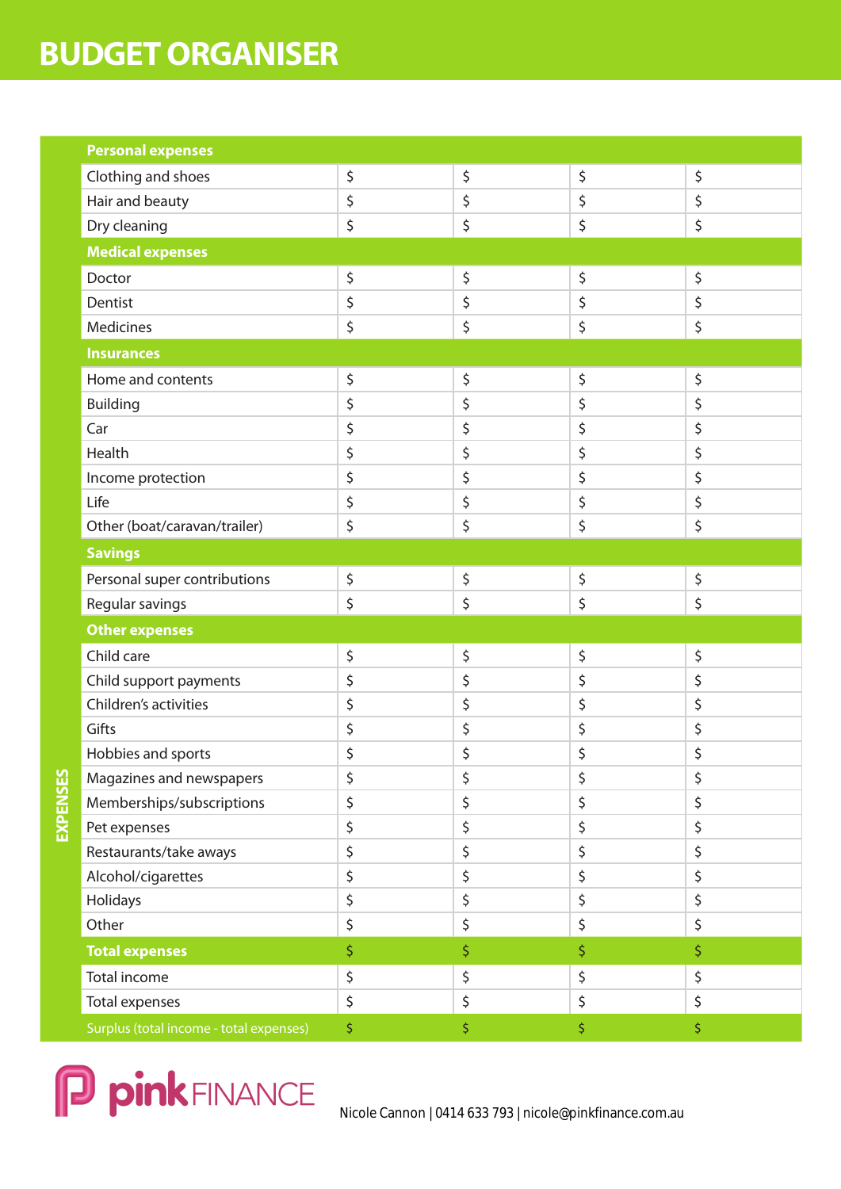# BUDGET ORGANISER

EXPENSES

| | | | | |
|---|---|---|---|---|
| **Personal expenses** | | | | |
| Clothing and shoes | $ | $ | $ | $ |
| Hair and beauty | $ | $ | $ | $ |
| Dry cleaning | $ | $ | $ | $ |
| **Medical expenses** | | | | |
| Doctor | $ | $ | $ | $ |
| Dentist | $ | $ | $ | $ |
| Medicines | $ | $ | $ | $ |
| **Insurances** | | | | |
| Home and contents | $ | $ | $ | $ |
| Building | $ | $ | $ | $ |
| Car | $ | $ | $ | $ |
| Health | $ | $ | $ | $ |
| Income protection | $ | $ | $ | $ |
| Life | $ | $ | $ | $ |
| Other (boat/caravan/trailer) | $ | $ | $ | $ |
| **Savings** | | | | |
| Personal super contributions | $ | $ | $ | $ |
| Regular savings | $ | $ | $ | $ |
| **Other expenses** | | | | |
| Child care | $ | $ | $ | $ |
| Child support payments | $ | $ | $ | $ |
| Children's activities | $ | $ | $ | $ |
| Gifts | $ | $ | $ | $ |
| Hobbies and sports | $ | $ | $ | $ |
| Magazines and newspapers | $ | $ | $ | $ |
| Memberships/subscriptions | $ | $ | $ | $ |
| Pet expenses | $ | $ | $ | $ |
| Restaurants/take aways | $ | $ | $ | $ |
| Alcohol/cigarettes | $ | $ | $ | $ |
| Holidays | $ | $ | $ | $ |
| Other | $ | $ | $ | $ |
| **Total expenses** | $ | $ | $ | $ |
| Total income | $ | $ | $ | $ |
| Total expenses | $ | $ | $ | $ |
| Surplus (total income - total expenses) | $ | $ | $ | $ |

pink FINANCE

Nicole Cannon | 0414 633 793 | nicole@pinkfinance.com.au